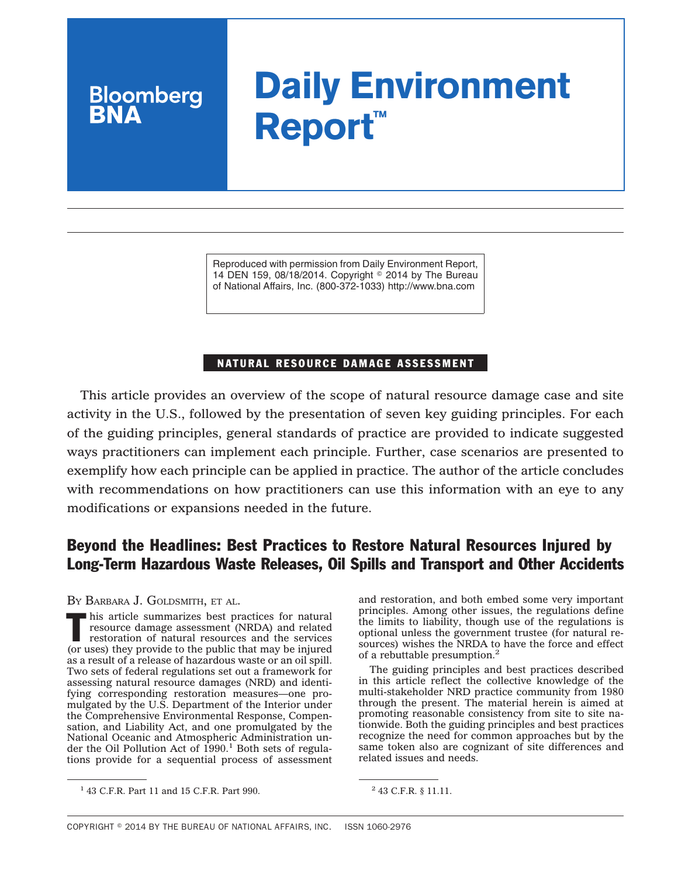# Daily Environment Report™

Reproduced with permission from Daily Environment Report, 14 DEN 159, 08/18/2014. Copyright © 2014 by The Bureau of National Affairs, Inc. (800-372-1033) http://www.bna.com

**NATURAL RESOURCE DAMAGE ASSESSMENT**

This article provides an overview of the scope of natural resource damage case and site activity in the U.S., followed by the presentation of seven key guiding principles. For each of the guiding principles, general standards of practice are provided to indicate suggested ways practitioners can implement each principle. Further, case scenarios are presented to exemplify how each principle can be applied in practice. The author of the article concludes with recommendations on how practitioners can use this information with an eye to any modifications or expansions needed in the future.

## Beyond the Headlines: Best Practices to Restore Natural Resources Injured by Long-Term Hazardous Waste Releases, Oil Spills and Transport and Other Accidents

BY BARBARA J. GOLDSMITH, ET AL.

This article summarizes best practices for natural resource damage assessment (NRDA) and related restoration of natural resources and the services (or uses) they provide to the public that may be injured as a result of a release of hazardous waste or an oil spill. Two sets of federal regulations set out a framework for assessing natural resource damages (NRD) and identifying corresponding restoration measures—one promulgated by the U.S. Department of the Interior under the Comprehensive Environmental Response, Compensation, and Liability Act, and one promulgated by the National Oceanic and Atmospheric Administration under the Oil Pollution Act of 1990.[1] Both sets of regulations provide for a sequential process of assessment and restoration, and both embed some very important principles. Among other issues, the regulations define the limits to liability, though use of the regulations is optional unless the government trustee (for natural resources) wishes the NRDA to have the force and effect of a rebuttable presumption.[2]

The guiding principles and best practices described in this article reflect the collective knowledge of the multi-stakeholder NRD practice community from 1980 through the present. The material herein is aimed at promoting reasonable consistency from site to site nationwide. Both the guiding principles and best practices recognize the need for common approaches but by the same token also are cognizant of site differences and related issues and needs.

[1] 43 C.F.R. Part 11 and 15 C.F.R. Part 990.

[2] 43 C.F.R. § 11.11.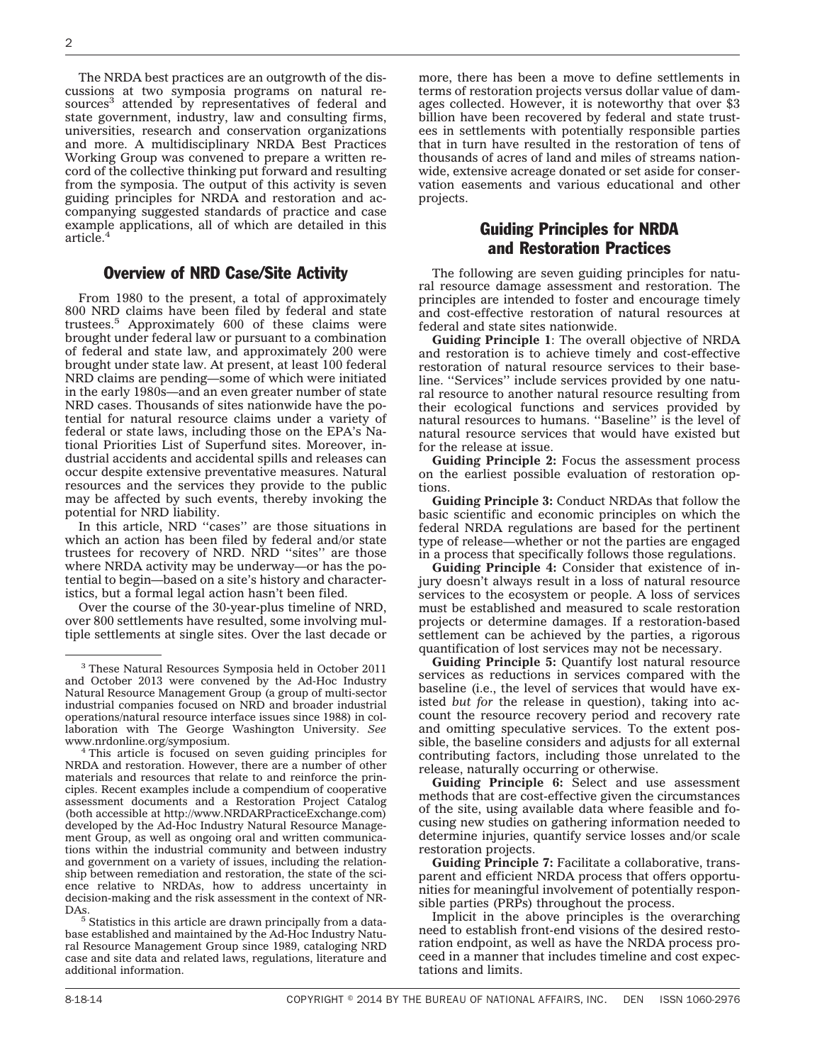The NRDA best practices are an outgrowth of the discussions at two symposia programs on natural resources[3] attended by representatives of federal and state government, industry, law and consulting firms, universities, research and conservation organizations and more. A multidisciplinary NRDA Best Practices Working Group was convened to prepare a written record of the collective thinking put forward and resulting from the symposia. The output of this activity is seven guiding principles for NRDA and restoration and accompanying suggested standards of practice and case example applications, all of which are detailed in this article.[4]

## Overview of NRD Case/Site Activity

From 1980 to the present, a total of approximately 800 NRD claims have been filed by federal and state trustees.[5] Approximately 600 of these claims were brought under federal law or pursuant to a combination of federal and state law, and approximately 200 were brought under state law. At present, at least 100 federal NRD claims are pending—some of which were initiated in the early 1980s—and an even greater number of state NRD cases. Thousands of sites nationwide have the potential for natural resource claims under a variety of federal or state laws, including those on the EPA's National Priorities List of Superfund sites. Moreover, industrial accidents and accidental spills and releases can occur despite extensive preventative measures. Natural resources and the services they provide to the public may be affected by such events, thereby invoking the potential for NRD liability.

In this article, NRD ''cases'' are those situations in which an action has been filed by federal and/or state trustees for recovery of NRD. NRD ''sites'' are those where NRDA activity may be underway—or has the potential to begin—based on a site's history and characteristics, but a formal legal action hasn't been filed.

Over the course of the 30-year-plus timeline of NRD, over 800 settlements have resulted, some involving multiple settlements at single sites. Over the last decade or more, there has been a move to define settlements in terms of restoration projects versus dollar value of damages collected. However, it is noteworthy that over $3 billion have been recovered by federal and state trustees in settlements with potentially responsible parties that in turn have resulted in the restoration of tens of thousands of acres of land and miles of streams nationwide, extensive acreage donated or set aside for conservation easements and various educational and other projects.

## Guiding Principles for NRDA and Restoration Practices

The following are seven guiding principles for natural resource damage assessment and restoration. The principles are intended to foster and encourage timely and cost-effective restoration of natural resources at federal and state sites nationwide.

**Guiding Principle 1**: The overall objective of NRDA and restoration is to achieve timely and cost-effective restoration of natural resource services to their baseline. ''Services'' include services provided by one natural resource to another natural resource resulting from their ecological functions and services provided by natural resources to humans. ''Baseline'' is the level of natural resource services that would have existed but for the release at issue.

**Guiding Principle 2:** Focus the assessment process on the earliest possible evaluation of restoration options.

**Guiding Principle 3:** Conduct NRDAs that follow the basic scientific and economic principles on which the federal NRDA regulations are based for the pertinent type of release—whether or not the parties are engaged in a process that specifically follows those regulations.

**Guiding Principle 4:** Consider that existence of injury doesn't always result in a loss of natural resource services to the ecosystem or people. A loss of services must be established and measured to scale restoration projects or determine damages. If a restoration-based settlement can be achieved by the parties, a rigorous quantification of lost services may not be necessary.

**Guiding Principle 5:** Quantify lost natural resource services as reductions in services compared with the baseline (i.e., the level of services that would have existed *but for* the release in question), taking into account the resource recovery period and recovery rate and omitting speculative services. To the extent possible, the baseline considers and adjusts for all external contributing factors, including those unrelated to the release, naturally occurring or otherwise.

**Guiding Principle 6:** Select and use assessment methods that are cost-effective given the circumstances of the site, using available data where feasible and focusing new studies on gathering information needed to determine injuries, quantify service losses and/or scale restoration projects.

**Guiding Principle 7:** Facilitate a collaborative, transparent and efficient NRDA process that offers opportunities for meaningful involvement of potentially responsible parties (PRPs) throughout the process.

Implicit in the above principles is the overarching need to establish front-end visions of the desired restoration endpoint, as well as have the NRDA process proceed in a manner that includes timeline and cost expectations and limits.

---

[3] These Natural Resources Symposia held in October 2011 and October 2013 were convened by the Ad-Hoc Industry Natural Resource Management Group (a group of multi-sector industrial companies focused on NRD and broader industrial operations/natural resource interface issues since 1988) in collaboration with The George Washington University. *See* www.nrdonline.org/symposium.

[4] This article is focused on seven guiding principles for NRDA and restoration. However, there are a number of other materials and resources that relate to and reinforce the principles. Recent examples include a compendium of cooperative assessment documents and a Restoration Project Catalog (both accessible at http://www.NRDARPracticeExchange.com) developed by the Ad-Hoc Industry Natural Resource Management Group, as well as ongoing oral and written communications within the industrial community and between industry and government on a variety of issues, including the relationship between remediation and restoration, the state of the science relative to NRDAs, how to address uncertainty in decision-making and the risk assessment in the context of NRDAs.

[5] Statistics in this article are drawn principally from a database established and maintained by the Ad-Hoc Industry Natural Resource Management Group since 1989, cataloging NRD case and site data and related laws, regulations, literature and additional information.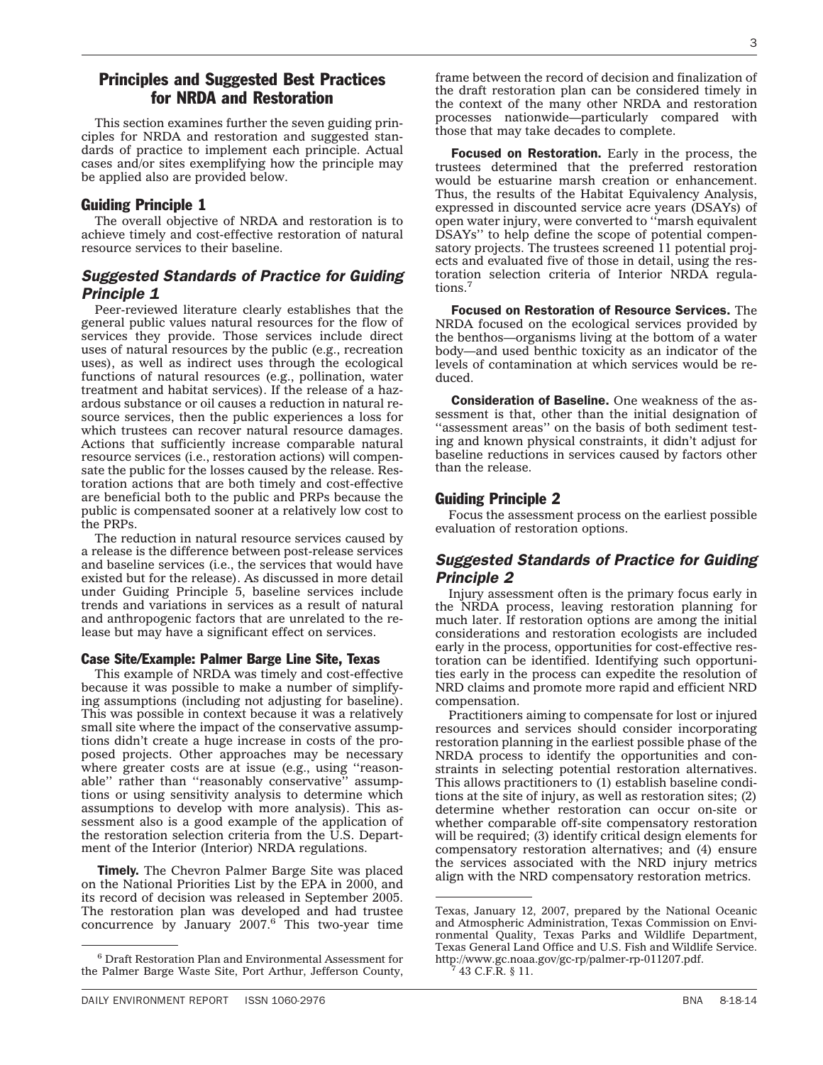## Principles and Suggested Best Practices for NRDA and Restoration

This section examines further the seven guiding principles for NRDA and restoration and suggested standards of practice to implement each principle. Actual cases and/or sites exemplifying how the principle may be applied also are provided below.

### Guiding Principle 1

The overall objective of NRDA and restoration is to achieve timely and cost-effective restoration of natural resource services to their baseline.

### *Suggested Standards of Practice for Guiding Principle 1*

Peer-reviewed literature clearly establishes that the general public values natural resources for the flow of services they provide. Those services include direct uses of natural resources by the public (e.g., recreation uses), as well as indirect uses through the ecological functions of natural resources (e.g., pollination, water treatment and habitat services). If the release of a hazardous substance or oil causes a reduction in natural resource services, then the public experiences a loss for which trustees can recover natural resource damages. Actions that sufficiently increase comparable natural resource services (i.e., restoration actions) will compensate the public for the losses caused by the release. Restoration actions that are both timely and cost-effective are beneficial both to the public and PRPs because the public is compensated sooner at a relatively low cost to the PRPs.

The reduction in natural resource services caused by a release is the difference between post-release services and baseline services (i.e., the services that would have existed but for the release). As discussed in more detail under Guiding Principle 5, baseline services include trends and variations in services as a result of natural and anthropogenic factors that are unrelated to the release but may have a significant effect on services.

#### Case Site/Example: Palmer Barge Line Site, Texas

This example of NRDA was timely and cost-effective because it was possible to make a number of simplifying assumptions (including not adjusting for baseline). This was possible in context because it was a relatively small site where the impact of the conservative assumptions didn't create a huge increase in costs of the proposed projects. Other approaches may be necessary where greater costs are at issue (e.g., using ''reasonable'' rather than ''reasonably conservative'' assumptions or using sensitivity analysis to determine which assumptions to develop with more analysis). This assessment also is a good example of the application of the restoration selection criteria from the U.S. Department of the Interior (Interior) NRDA regulations.

**Timely.** The Chevron Palmer Barge Site was placed on the National Priorities List by the EPA in 2000, and its record of decision was released in September 2005. The restoration plan was developed and had trustee concurrence by January 2007.[6] This two-year time frame between the record of decision and finalization of the draft restoration plan can be considered timely in the context of the many other NRDA and restoration processes nationwide—particularly compared with those that may take decades to complete.

**Focused on Restoration.** Early in the process, the trustees determined that the preferred restoration would be estuarine marsh creation or enhancement. Thus, the results of the Habitat Equivalency Analysis, expressed in discounted service acre years (DSAYs) of open water injury, were converted to ''marsh equivalent DSAYs'' to help define the scope of potential compensatory projects. The trustees screened 11 potential projects and evaluated five of those in detail, using the restoration selection criteria of Interior NRDA regulations.[7]

**Focused on Restoration of Resource Services.** The NRDA focused on the ecological services provided by the benthos—organisms living at the bottom of a water body—and used benthic toxicity as an indicator of the levels of contamination at which services would be reduced.

**Consideration of Baseline.** One weakness of the assessment is that, other than the initial designation of ''assessment areas'' on the basis of both sediment testing and known physical constraints, it didn't adjust for baseline reductions in services caused by factors other than the release.

### Guiding Principle 2

Focus the assessment process on the earliest possible evaluation of restoration options.

### *Suggested Standards of Practice for Guiding Principle 2*

Injury assessment often is the primary focus early in the NRDA process, leaving restoration planning for much later. If restoration options are among the initial considerations and restoration ecologists are included early in the process, opportunities for cost-effective restoration can be identified. Identifying such opportunities early in the process can expedite the resolution of NRD claims and promote more rapid and efficient NRD compensation.

Practitioners aiming to compensate for lost or injured resources and services should consider incorporating restoration planning in the earliest possible phase of the NRDA process to identify the opportunities and constraints in selecting potential restoration alternatives. This allows practitioners to (1) establish baseline conditions at the site of injury, as well as restoration sites; (2) determine whether restoration can occur on-site or whether comparable off-site compensatory restoration will be required; (3) identify critical design elements for compensatory restoration alternatives; and (4) ensure the services associated with the NRD injury metrics align with the NRD compensatory restoration metrics.

---

[6] Draft Restoration Plan and Environmental Assessment for the Palmer Barge Waste Site, Port Arthur, Jefferson County, Texas, January 12, 2007, prepared by the National Oceanic and Atmospheric Administration, Texas Commission on Environmental Quality, Texas Parks and Wildlife Department, Texas General Land Office and U.S. Fish and Wildlife Service. http://www.gc.noaa.gov/gc-rp/palmer-rp-011207.pdf.

[7] 43 C.F.R. § 11.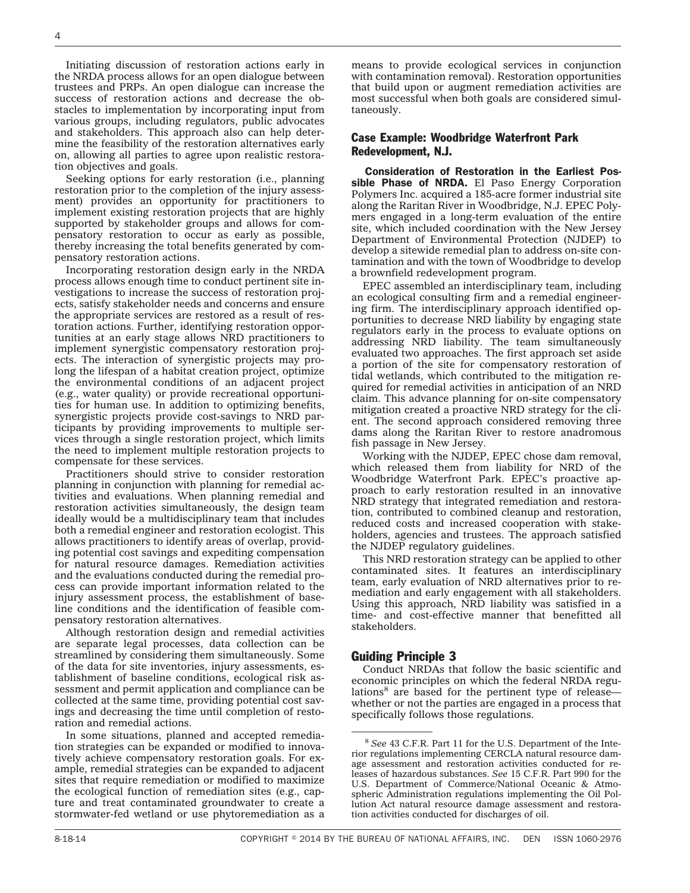Initiating discussion of restoration actions early in the NRDA process allows for an open dialogue between trustees and PRPs. An open dialogue can increase the success of restoration actions and decrease the obstacles to implementation by incorporating input from various groups, including regulators, public advocates and stakeholders. This approach also can help determine the feasibility of the restoration alternatives early on, allowing all parties to agree upon realistic restoration objectives and goals.

Seeking options for early restoration (i.e., planning restoration prior to the completion of the injury assessment) provides an opportunity for practitioners to implement existing restoration projects that are highly supported by stakeholder groups and allows for compensatory restoration to occur as early as possible, thereby increasing the total benefits generated by compensatory restoration actions.

Incorporating restoration design early in the NRDA process allows enough time to conduct pertinent site investigations to increase the success of restoration projects, satisfy stakeholder needs and concerns and ensure the appropriate services are restored as a result of restoration actions. Further, identifying restoration opportunities at an early stage allows NRD practitioners to implement synergistic compensatory restoration projects. The interaction of synergistic projects may prolong the lifespan of a habitat creation project, optimize the environmental conditions of an adjacent project (e.g., water quality) or provide recreational opportunities for human use. In addition to optimizing benefits, synergistic projects provide cost-savings to NRD participants by providing improvements to multiple services through a single restoration project, which limits the need to implement multiple restoration projects to compensate for these services.

Practitioners should strive to consider restoration planning in conjunction with planning for remedial activities and evaluations. When planning remedial and restoration activities simultaneously, the design team ideally would be a multidisciplinary team that includes both a remedial engineer and restoration ecologist. This allows practitioners to identify areas of overlap, providing potential cost savings and expediting compensation for natural resource damages. Remediation activities and the evaluations conducted during the remedial process can provide important information related to the injury assessment process, the establishment of baseline conditions and the identification of feasible compensatory restoration alternatives.

Although restoration design and remedial activities are separate legal processes, data collection can be streamlined by considering them simultaneously. Some of the data for site inventories, injury assessments, establishment of baseline conditions, ecological risk assessment and permit application and compliance can be collected at the same time, providing potential cost savings and decreasing the time until completion of restoration and remedial actions.

In some situations, planned and accepted remediation strategies can be expanded or modified to innovatively achieve compensatory restoration goals. For example, remedial strategies can be expanded to adjacent sites that require remediation or modified to maximize the ecological function of remediation sites (e.g., capture and treat contaminated groundwater to create a stormwater-fed wetland or use phytoremediation as a means to provide ecological services in conjunction with contamination removal). Restoration opportunities that build upon or augment remediation activities are most successful when both goals are considered simultaneously.

### Case Example: Woodbridge Waterfront Park Redevelopment, N.J.

**Consideration of Restoration in the Earliest Possible Phase of NRDA.** El Paso Energy Corporation Polymers Inc. acquired a 185-acre former industrial site along the Raritan River in Woodbridge, N.J. EPEC Polymers engaged in a long-term evaluation of the entire site, which included coordination with the New Jersey Department of Environmental Protection (NJDEP) to develop a sitewide remedial plan to address on-site contamination and with the town of Woodbridge to develop a brownfield redevelopment program.

EPEC assembled an interdisciplinary team, including an ecological consulting firm and a remedial engineering firm. The interdisciplinary approach identified opportunities to decrease NRD liability by engaging state regulators early in the process to evaluate options on addressing NRD liability. The team simultaneously evaluated two approaches. The first approach set aside a portion of the site for compensatory restoration of tidal wetlands, which contributed to the mitigation required for remedial activities in anticipation of an NRD claim. This advance planning for on-site compensatory mitigation created a proactive NRD strategy for the client. The second approach considered removing three dams along the Raritan River to restore anadromous fish passage in New Jersey.

Working with the NJDEP, EPEC chose dam removal, which released them from liability for NRD of the Woodbridge Waterfront Park. EPEC's proactive approach to early restoration resulted in an innovative NRD strategy that integrated remediation and restoration, contributed to combined cleanup and restoration, reduced costs and increased cooperation with stakeholders, agencies and trustees. The approach satisfied the NJDEP regulatory guidelines.

This NRD restoration strategy can be applied to other contaminated sites. It features an interdisciplinary team, early evaluation of NRD alternatives prior to remediation and early engagement with all stakeholders. Using this approach, NRD liability was satisfied in a time- and cost-effective manner that benefitted all stakeholders.

## Guiding Principle 3

Conduct NRDAs that follow the basic scientific and economic principles on which the federal NRDA regulations[8] are based for the pertinent type of release—whether or not the parties are engaged in a process that specifically follows those regulations.

---

[8] *See* 43 C.F.R. Part 11 for the U.S. Department of the Interior regulations implementing CERCLA natural resource damage assessment and restoration activities conducted for releases of hazardous substances. *See* 15 C.F.R. Part 990 for the U.S. Department of Commerce/National Oceanic & Atmospheric Administration regulations implementing the Oil Pollution Act natural resource damage assessment and restoration activities conducted for discharges of oil.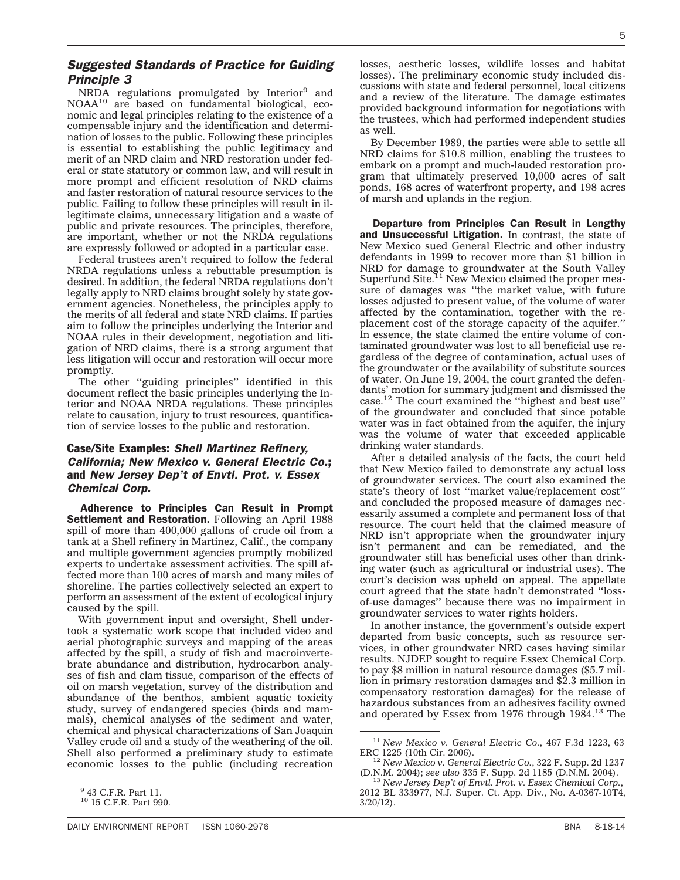### *Suggested Standards of Practice for Guiding Principle 3*

NRDA regulations promulgated by Interior[9] and NOAA[10] are based on fundamental biological, economic and legal principles relating to the existence of a compensable injury and the identification and determination of losses to the public. Following these principles is essential to establishing the public legitimacy and merit of an NRD claim and NRD restoration under federal or state statutory or common law, and will result in more prompt and efficient resolution of NRD claims and faster restoration of natural resource services to the public. Failing to follow these principles will result in illegitimate claims, unnecessary litigation and a waste of public and private resources. The principles, therefore, are important, whether or not the NRDA regulations are expressly followed or adopted in a particular case.

Federal trustees aren't required to follow the federal NRDA regulations unless a rebuttable presumption is desired. In addition, the federal NRDA regulations don't legally apply to NRD claims brought solely by state government agencies. Nonetheless, the principles apply to the merits of all federal and state NRD claims. If parties aim to follow the principles underlying the Interior and NOAA rules in their development, negotiation and litigation of NRD claims, there is a strong argument that less litigation will occur and restoration will occur more promptly.

The other ''guiding principles'' identified in this document reflect the basic principles underlying the Interior and NOAA NRDA regulations. These principles relate to causation, injury to trust resources, quantification of service losses to the public and restoration.

### Case/Site Examples: *Shell Martinez Refinery, California; New Mexico v. General Electric Co.*; and *New Jersey Dep't of Envtl. Prot. v. Essex Chemical Corp.*

**Adherence to Principles Can Result in Prompt Settlement and Restoration.** Following an April 1988 spill of more than 400,000 gallons of crude oil from a tank at a Shell refinery in Martinez, Calif., the company and multiple government agencies promptly mobilized experts to undertake assessment activities. The spill affected more than 100 acres of marsh and many miles of shoreline. The parties collectively selected an expert to perform an assessment of the extent of ecological injury caused by the spill.

With government input and oversight, Shell undertook a systematic work scope that included video and aerial photographic surveys and mapping of the areas affected by the spill, a study of fish and macroinvertebrate abundance and distribution, hydrocarbon analyses of fish and clam tissue, comparison of the effects of oil on marsh vegetation, survey of the distribution and abundance of the benthos, ambient aquatic toxicity study, survey of endangered species (birds and mammals), chemical analyses of the sediment and water, chemical and physical characterizations of San Joaquin Valley crude oil and a study of the weathering of the oil. Shell also performed a preliminary study to estimate economic losses to the public (including recreation losses, aesthetic losses, wildlife losses and habitat losses). The preliminary economic study included discussions with state and federal personnel, local citizens and a review of the literature. The damage estimates provided background information for negotiations with the trustees, which had performed independent studies as well.

By December 1989, the parties were able to settle all NRD claims for $10.8 million, enabling the trustees to embark on a prompt and much-lauded restoration program that ultimately preserved 10,000 acres of salt ponds, 168 acres of waterfront property, and 198 acres of marsh and uplands in the region.

**Departure from Principles Can Result in Lengthy and Unsuccessful Litigation.** In contrast, the state of New Mexico sued General Electric and other industry defendants in 1999 to recover more than $1 billion in NRD for damage to groundwater at the South Valley Superfund Site.[11] New Mexico claimed the proper measure of damages was ''the market value, with future losses adjusted to present value, of the volume of water affected by the contamination, together with the replacement cost of the storage capacity of the aquifer.'' In essence, the state claimed the entire volume of contaminated groundwater was lost to all beneficial use regardless of the degree of contamination, actual uses of the groundwater or the availability of substitute sources of water. On June 19, 2004, the court granted the defendants' motion for summary judgment and dismissed the case.[12] The court examined the ''highest and best use'' of the groundwater and concluded that since potable water was in fact obtained from the aquifer, the injury was the volume of water that exceeded applicable drinking water standards.

After a detailed analysis of the facts, the court held that New Mexico failed to demonstrate any actual loss of groundwater services. The court also examined the state's theory of lost ''market value/replacement cost'' and concluded the proposed measure of damages necessarily assumed a complete and permanent loss of that resource. The court held that the claimed measure of NRD isn't appropriate when the groundwater injury isn't permanent and can be remediated, and the groundwater still has beneficial uses other than drinking water (such as agricultural or industrial uses). The court's decision was upheld on appeal. The appellate court agreed that the state hadn't demonstrated ''loss-of-use damages'' because there was no impairment in groundwater services to water rights holders.

In another instance, the government's outside expert departed from basic concepts, such as resource services, in other groundwater NRD cases having similar results. NJDEP sought to require Essex Chemical Corp. to pay $8 million in natural resource damages ($5.7 million in primary restoration damages and $2.3 million in compensatory restoration damages) for the release of hazardous substances from an adhesives facility owned and operated by Essex from 1976 through 1984.[13] The

---

[9] 43 C.F.R. Part 11.

[10] 15 C.F.R. Part 990.

[11] *New Mexico v. General Electric Co.*, 467 F.3d 1223, 63 ERC 1225 (10th Cir. 2006).

[12] *New Mexico v. General Electric Co.*, 322 F. Supp. 2d 1237 (D.N.M. 2004); *see also* 335 F. Supp. 2d 1185 (D.N.M. 2004).

[13] *New Jersey Dep't of Envtl. Prot. v. Essex Chemical Corp.*, 2012 BL 333977, N.J. Super. Ct. App. Div., No. A-0367-10T4, 3/20/12).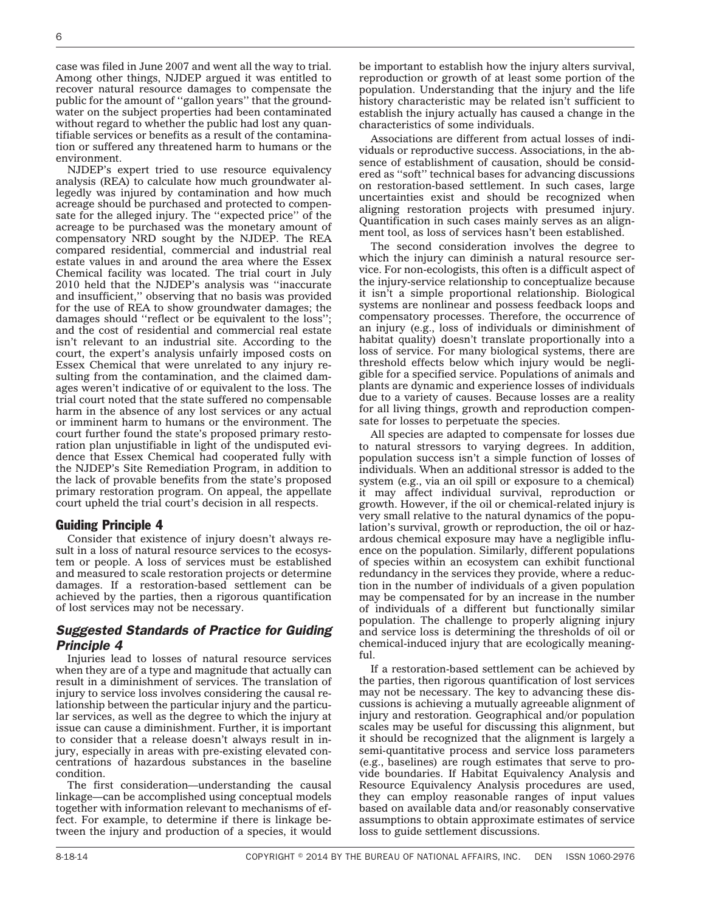case was filed in June 2007 and went all the way to trial. Among other things, NJDEP argued it was entitled to recover natural resource damages to compensate the public for the amount of ''gallon years'' that the groundwater on the subject properties had been contaminated without regard to whether the public had lost any quantifiable services or benefits as a result of the contamination or suffered any threatened harm to humans or the environment.

NJDEP's expert tried to use resource equivalency analysis (REA) to calculate how much groundwater allegedly was injured by contamination and how much acreage should be purchased and protected to compensate for the alleged injury. The ''expected price'' of the acreage to be purchased was the monetary amount of compensatory NRD sought by the NJDEP. The REA compared residential, commercial and industrial real estate values in and around the area where the Essex Chemical facility was located. The trial court in July 2010 held that the NJDEP's analysis was ''inaccurate and insufficient,'' observing that no basis was provided for the use of REA to show groundwater damages; the damages should ''reflect or be equivalent to the loss''; and the cost of residential and commercial real estate isn't relevant to an industrial site. According to the court, the expert's analysis unfairly imposed costs on Essex Chemical that were unrelated to any injury resulting from the contamination, and the claimed damages weren't indicative of or equivalent to the loss. The trial court noted that the state suffered no compensable harm in the absence of any lost services or any actual or imminent harm to humans or the environment. The court further found the state's proposed primary restoration plan unjustifiable in light of the undisputed evidence that Essex Chemical had cooperated fully with the NJDEP's Site Remediation Program, in addition to the lack of provable benefits from the state's proposed primary restoration program. On appeal, the appellate court upheld the trial court's decision in all respects.

## Guiding Principle 4

Consider that existence of injury doesn't always result in a loss of natural resource services to the ecosystem or people. A loss of services must be established and measured to scale restoration projects or determine damages. If a restoration-based settlement can be achieved by the parties, then a rigorous quantification of lost services may not be necessary.

## *Suggested Standards of Practice for Guiding Principle 4*

Injuries lead to losses of natural resource services when they are of a type and magnitude that actually can result in a diminishment of services. The translation of injury to service loss involves considering the causal relationship between the particular injury and the particular services, as well as the degree to which the injury at issue can cause a diminishment. Further, it is important to consider that a release doesn't always result in injury, especially in areas with pre-existing elevated concentrations of hazardous substances in the baseline condition.

The first consideration—understanding the causal linkage—can be accomplished using conceptual models together with information relevant to mechanisms of effect. For example, to determine if there is linkage between the injury and production of a species, it would be important to establish how the injury alters survival, reproduction or growth of at least some portion of the population. Understanding that the injury and the life history characteristic may be related isn't sufficient to establish the injury actually has caused a change in the characteristics of some individuals.

Associations are different from actual losses of individuals or reproductive success. Associations, in the absence of establishment of causation, should be considered as ''soft'' technical bases for advancing discussions on restoration-based settlement. In such cases, large uncertainties exist and should be recognized when aligning restoration projects with presumed injury. Quantification in such cases mainly serves as an alignment tool, as loss of services hasn't been established.

The second consideration involves the degree to which the injury can diminish a natural resource service. For non-ecologists, this often is a difficult aspect of the injury-service relationship to conceptualize because it isn't a simple proportional relationship. Biological systems are nonlinear and possess feedback loops and compensatory processes. Therefore, the occurrence of an injury (e.g., loss of individuals or diminishment of habitat quality) doesn't translate proportionally into a loss of service. For many biological systems, there are threshold effects below which injury would be negligible for a specified service. Populations of animals and plants are dynamic and experience losses of individuals due to a variety of causes. Because losses are a reality for all living things, growth and reproduction compensate for losses to perpetuate the species.

All species are adapted to compensate for losses due to natural stressors to varying degrees. In addition, population success isn't a simple function of losses of individuals. When an additional stressor is added to the system (e.g., via an oil spill or exposure to a chemical) it may affect individual survival, reproduction or growth. However, if the oil or chemical-related injury is very small relative to the natural dynamics of the population's survival, growth or reproduction, the oil or hazardous chemical exposure may have a negligible influence on the population. Similarly, different populations of species within an ecosystem can exhibit functional redundancy in the services they provide, where a reduction in the number of individuals of a given population may be compensated for by an increase in the number of individuals of a different but functionally similar population. The challenge to properly aligning injury and service loss is determining the thresholds of oil or chemical-induced injury that are ecologically meaningful.

If a restoration-based settlement can be achieved by the parties, then rigorous quantification of lost services may not be necessary. The key to advancing these discussions is achieving a mutually agreeable alignment of injury and restoration. Geographical and/or population scales may be useful for discussing this alignment, but it should be recognized that the alignment is largely a semi-quantitative process and service loss parameters (e.g., baselines) are rough estimates that serve to provide boundaries. If Habitat Equivalency Analysis and Resource Equivalency Analysis procedures are used, they can employ reasonable ranges of input values based on available data and/or reasonably conservative assumptions to obtain approximate estimates of service loss to guide settlement discussions.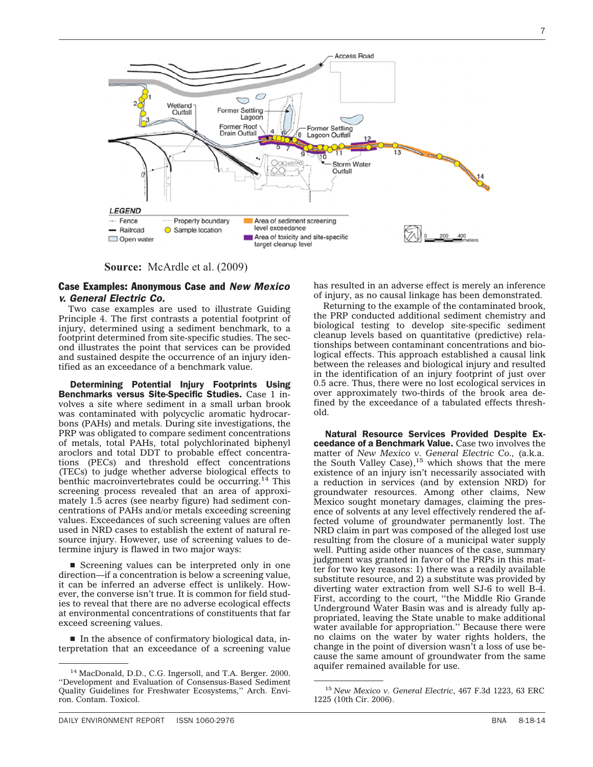Source: McArdle et al. (2009)

### Case Examples: Anonymous Case and *New Mexico v. General Electric Co.*

Two case examples are used to illustrate Guiding Principle 4. The first contrasts a potential footprint of injury, determined using a sediment benchmark, to a footprint determined from site-specific studies. The second illustrates the point that services can be provided and sustained despite the occurrence of an injury identified as an exceedance of a benchmark value.

**Determining Potential Injury Footprints Using Benchmarks versus Site-Specific Studies.** Case 1 involves a site where sediment in a small urban brook was contaminated with polycyclic aromatic hydrocarbons (PAHs) and metals. During site investigations, the PRP was obligated to compare sediment concentrations of metals, total PAHs, total polychlorinated biphenyl aroclors and total DDT to probable effect concentrations (PECs) and threshold effect concentrations (TECs) to judge whether adverse biological effects to benthic macroinvertebrates could be occurring.[14] This screening process revealed that an area of approximately 1.5 acres (see nearby figure) had sediment concentrations of PAHs and/or metals exceeding screening values. Exceedances of such screening values are often used in NRD cases to establish the extent of natural resource injury. However, use of screening values to determine injury is flawed in two major ways:

- Screening values can be interpreted only in one direction—if a concentration is below a screening value, it can be inferred an adverse effect is unlikely. However, the converse isn't true. It is common for field studies to reveal that there are no adverse ecological effects at environmental concentrations of constituents that far exceed screening values.

- In the absence of confirmatory biological data, interpretation that an exceedance of a screening value has resulted in an adverse effect is merely an inference of injury, as no causal linkage has been demonstrated.

Returning to the example of the contaminated brook, the PRP conducted additional sediment chemistry and biological testing to develop site-specific sediment cleanup levels based on quantitative (predictive) relationships between contaminant concentrations and biological effects. This approach established a causal link between the releases and biological injury and resulted in the identification of an injury footprint of just over 0.5 acre. Thus, there were no lost ecological services in over approximately two-thirds of the brook area defined by the exceedance of a tabulated effects threshold.

**Natural Resource Services Provided Despite Exceedance of a Benchmark Value.** Case two involves the matter of *New Mexico v. General Electric Co.,* (a.k.a. the South Valley Case),[15] which shows that the mere existence of an injury isn't necessarily associated with a reduction in services (and by extension NRD) for groundwater resources. Among other claims, New Mexico sought monetary damages, claiming the presence of solvents at any level effectively rendered the affected volume of groundwater permanently lost. The NRD claim in part was composed of the alleged lost use resulting from the closure of a municipal water supply well. Putting aside other nuances of the case, summary judgment was granted in favor of the PRPs in this matter for two key reasons: 1) there was a readily available substitute resource, and 2) a substitute was provided by diverting water extraction from well SJ-6 to well B-4. First, according to the court, "the Middle Rio Grande Underground Water Basin was and is already fully appropriated, leaving the State unable to make additional water available for appropriation." Because there were no claims on the water by water rights holders, the change in the point of diversion wasn't a loss of use because the same amount of groundwater from the same aquifer remained available for use.

---

[14] MacDonald, D.D., C.G. Ingersoll, and T.A. Berger. 2000. "Development and Evaluation of Consensus-Based Sediment Quality Guidelines for Freshwater Ecosystems," Arch. Environ. Contam. Toxicol.

[15] *New Mexico v. General Electric*, 467 F.3d 1223, 63 ERC 1225 (10th Cir. 2006).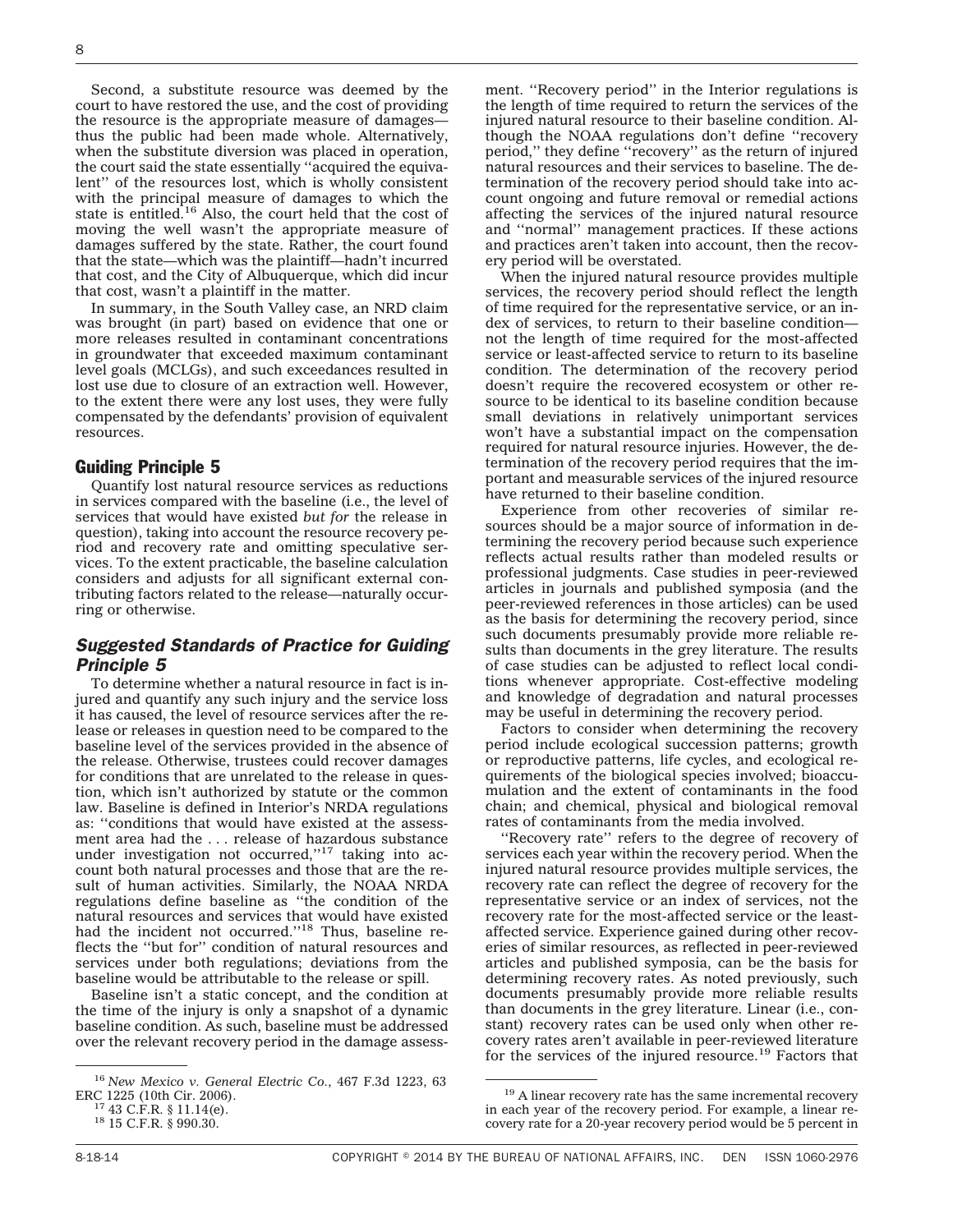Second, a substitute resource was deemed by the court to have restored the use, and the cost of providing the resource is the appropriate measure of damages—thus the public had been made whole. Alternatively, when the substitute diversion was placed in operation, the court said the state essentially ''acquired the equivalent'' of the resources lost, which is wholly consistent with the principal measure of damages to which the state is entitled.[16] Also, the court held that the cost of moving the well wasn't the appropriate measure of damages suffered by the state. Rather, the court found that the state—which was the plaintiff—hadn't incurred that cost, and the City of Albuquerque, which did incur that cost, wasn't a plaintiff in the matter.

In summary, in the South Valley case, an NRD claim was brought (in part) based on evidence that one or more releases resulted in contaminant concentrations in groundwater that exceeded maximum contaminant level goals (MCLGs), and such exceedances resulted in lost use due to closure of an extraction well. However, to the extent there were any lost uses, they were fully compensated by the defendants' provision of equivalent resources.

## Guiding Principle 5

Quantify lost natural resource services as reductions in services compared with the baseline (i.e., the level of services that would have existed *but for* the release in question), taking into account the resource recovery period and recovery rate and omitting speculative services. To the extent practicable, the baseline calculation considers and adjusts for all significant external contributing factors related to the release—naturally occurring or otherwise.

## *Suggested Standards of Practice for Guiding Principle 5*

To determine whether a natural resource in fact is injured and quantify any such injury and the service loss it has caused, the level of resource services after the release or releases in question need to be compared to the baseline level of the services provided in the absence of the release. Otherwise, trustees could recover damages for conditions that are unrelated to the release in question, which isn't authorized by statute or the common law. Baseline is defined in Interior's NRDA regulations as: ''conditions that would have existed at the assessment area had the . . . release of hazardous substance under investigation not occurred,''[17] taking into account both natural processes and those that are the result of human activities. Similarly, the NOAA NRDA regulations define baseline as ''the condition of the natural resources and services that would have existed had the incident not occurred.''[18] Thus, baseline reflects the ''but for'' condition of natural resources and services under both regulations; deviations from the baseline would be attributable to the release or spill.

Baseline isn't a static concept, and the condition at the time of the injury is only a snapshot of a dynamic baseline condition. As such, baseline must be addressed over the relevant recovery period in the damage assessment. ''Recovery period'' in the Interior regulations is the length of time required to return the services of the injured natural resource to their baseline condition. Although the NOAA regulations don't define ''recovery period,'' they define ''recovery'' as the return of injured natural resources and their services to baseline. The determination of the recovery period should take into account ongoing and future removal or remedial actions affecting the services of the injured natural resource and ''normal'' management practices. If these actions and practices aren't taken into account, then the recovery period will be overstated.

When the injured natural resource provides multiple services, the recovery period should reflect the length of time required for the representative service, or an index of services, to return to their baseline condition—not the length of time required for the most-affected service or least-affected service to return to its baseline condition. The determination of the recovery period doesn't require the recovered ecosystem or other resource to be identical to its baseline condition because small deviations in relatively unimportant services won't have a substantial impact on the compensation required for natural resource injuries. However, the determination of the recovery period requires that the important and measurable services of the injured resource have returned to their baseline condition.

Experience from other recoveries of similar resources should be a major source of information in determining the recovery period because such experience reflects actual results rather than modeled results or professional judgments. Case studies in peer-reviewed articles in journals and published symposia (and the peer-reviewed references in those articles) can be used as the basis for determining the recovery period, since such documents presumably provide more reliable results than documents in the grey literature. The results of case studies can be adjusted to reflect local conditions whenever appropriate. Cost-effective modeling and knowledge of degradation and natural processes may be useful in determining the recovery period.

Factors to consider when determining the recovery period include ecological succession patterns; growth or reproductive patterns, life cycles, and ecological requirements of the biological species involved; bioaccumulation and the extent of contaminants in the food chain; and chemical, physical and biological removal rates of contaminants from the media involved.

''Recovery rate'' refers to the degree of recovery of services each year within the recovery period. When the injured natural resource provides multiple services, the recovery rate can reflect the degree of recovery for the representative service or an index of services, not the recovery rate for the most-affected service or the least-affected service. Experience gained during other recoveries of similar resources, as reflected in peer-reviewed articles and published symposia, can be the basis for determining recovery rates. As noted previously, such documents presumably provide more reliable results than documents in the grey literature. Linear (i.e., constant) recovery rates can be used only when other recovery rates aren't available in peer-reviewed literature for the services of the injured resource.[19] Factors that

---

[16] *New Mexico v. General Electric Co.*, 467 F.3d 1223, 63 ERC 1225 (10th Cir. 2006).

[17] 43 C.F.R. § 11.14(e).

[18] 15 C.F.R. § 990.30.

[19] A linear recovery rate has the same incremental recovery in each year of the recovery period. For example, a linear recovery rate for a 20-year recovery period would be 5 percent in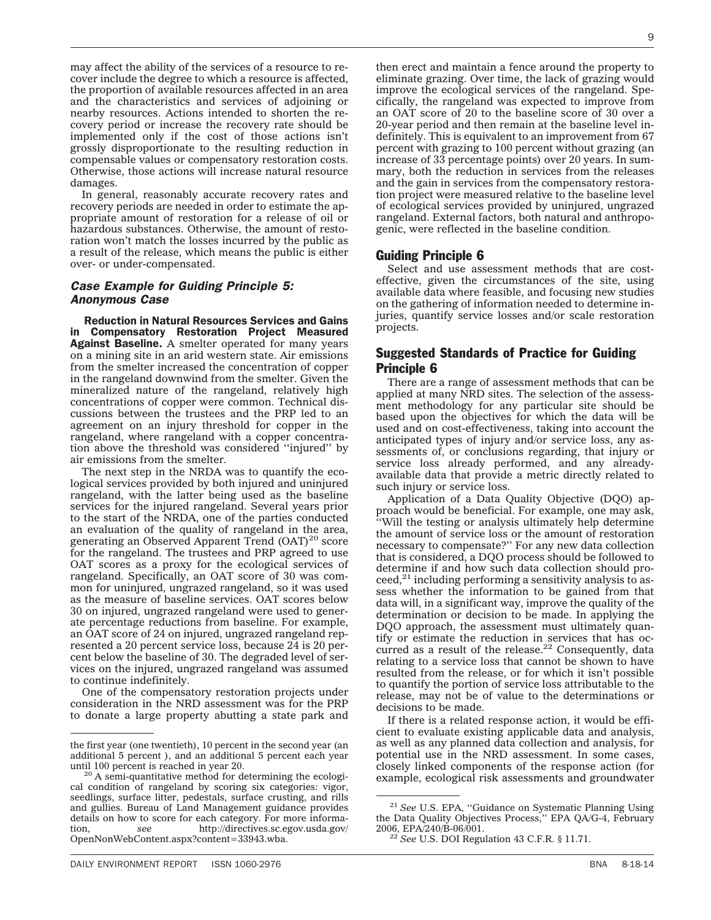may affect the ability of the services of a resource to recover include the degree to which a resource is affected, the proportion of available resources affected in an area and the characteristics and services of adjoining or nearby resources. Actions intended to shorten the recovery period or increase the recovery rate should be implemented only if the cost of those actions isn't grossly disproportionate to the resulting reduction in compensable values or compensatory restoration costs. Otherwise, those actions will increase natural resource damages.

In general, reasonably accurate recovery rates and recovery periods are needed in order to estimate the appropriate amount of restoration for a release of oil or hazardous substances. Otherwise, the amount of restoration won't match the losses incurred by the public as a result of the release, which means the public is either over- or under-compensated.

### *Case Example for Guiding Principle 5: Anonymous Case*

**Reduction in Natural Resources Services and Gains in Compensatory Restoration Project Measured Against Baseline.** A smelter operated for many years on a mining site in an arid western state. Air emissions from the smelter increased the concentration of copper in the rangeland downwind from the smelter. Given the mineralized nature of the rangeland, relatively high concentrations of copper were common. Technical discussions between the trustees and the PRP led to an agreement on an injury threshold for copper in the rangeland, where rangeland with a copper concentration above the threshold was considered ''injured'' by air emissions from the smelter.

The next step in the NRDA was to quantify the ecological services provided by both injured and uninjured rangeland, with the latter being used as the baseline services for the injured rangeland. Several years prior to the start of the NRDA, one of the parties conducted an evaluation of the quality of rangeland in the area, generating an Observed Apparent Trend (OAT)[20] score for the rangeland. The trustees and PRP agreed to use OAT scores as a proxy for the ecological services of rangeland. Specifically, an OAT score of 30 was common for uninjured, ungrazed rangeland, so it was used as the measure of baseline services. OAT scores below 30 on injured, ungrazed rangeland were used to generate percentage reductions from baseline. For example, an OAT score of 24 on injured, ungrazed rangeland represented a 20 percent service loss, because 24 is 20 percent below the baseline of 30. The degraded level of services on the injured, ungrazed rangeland was assumed to continue indefinitely.

One of the compensatory restoration projects under consideration in the NRD assessment was for the PRP to donate a large property abutting a state park and then erect and maintain a fence around the property to eliminate grazing. Over time, the lack of grazing would improve the ecological services of the rangeland. Specifically, the rangeland was expected to improve from an OAT score of 20 to the baseline score of 30 over a 20-year period and then remain at the baseline level indefinitely. This is equivalent to an improvement from 67 percent with grazing to 100 percent without grazing (an increase of 33 percentage points) over 20 years. In summary, both the reduction in services from the releases and the gain in services from the compensatory restoration project were measured relative to the baseline level of ecological services provided by uninjured, ungrazed rangeland. External factors, both natural and anthropogenic, were reflected in the baseline condition.

## Guiding Principle 6

Select and use assessment methods that are cost-effective, given the circumstances of the site, using available data where feasible, and focusing new studies on the gathering of information needed to determine injuries, quantify service losses and/or scale restoration projects.

## Suggested Standards of Practice for Guiding Principle 6

There are a range of assessment methods that can be applied at many NRD sites. The selection of the assessment methodology for any particular site should be based upon the objectives for which the data will be used and on cost-effectiveness, taking into account the anticipated types of injury and/or service loss, any assessments of, or conclusions regarding, that injury or service loss already performed, and any already-available data that provide a metric directly related to such injury or service loss.

Application of a Data Quality Objective (DQO) approach would be beneficial. For example, one may ask, ''Will the testing or analysis ultimately help determine the amount of service loss or the amount of restoration necessary to compensate?'' For any new data collection that is considered, a DQO process should be followed to determine if and how such data collection should proceed,[21] including performing a sensitivity analysis to assess whether the information to be gained from that data will, in a significant way, improve the quality of the determination or decision to be made. In applying the DQO approach, the assessment must ultimately quantify or estimate the reduction in services that has occurred as a result of the release.[22] Consequently, data relating to a service loss that cannot be shown to have resulted from the release, or for which it isn't possible to quantify the portion of service loss attributable to the release, may not be of value to the determinations or decisions to be made.

If there is a related response action, it would be efficient to evaluate existing applicable data and analysis, as well as any planned data collection and analysis, for potential use in the NRD assessment. In some cases, closely linked components of the response action (for example, ecological risk assessments and groundwater

---

the first year (one twentieth), 10 percent in the second year (an additional 5 percent ), and an additional 5 percent each year until 100 percent is reached in year 20.

[20] A semi-quantitative method for determining the ecological condition of rangeland by scoring six categories: vigor, seedlings, surface litter, pedestals, surface crusting, and rills and gullies. Bureau of Land Management guidance provides details on how to score for each category. For more information, *see* http://directives.sc.egov.usda.gov/OpenNonWebContent.aspx?content=33943.wba.

[21] *See* U.S. EPA, ''Guidance on Systematic Planning Using the Data Quality Objectives Process,'' EPA QA/G-4, February 2006, EPA/240/B-06/001.

[22] *See* U.S. DOI Regulation 43 C.F.R. § 11.71.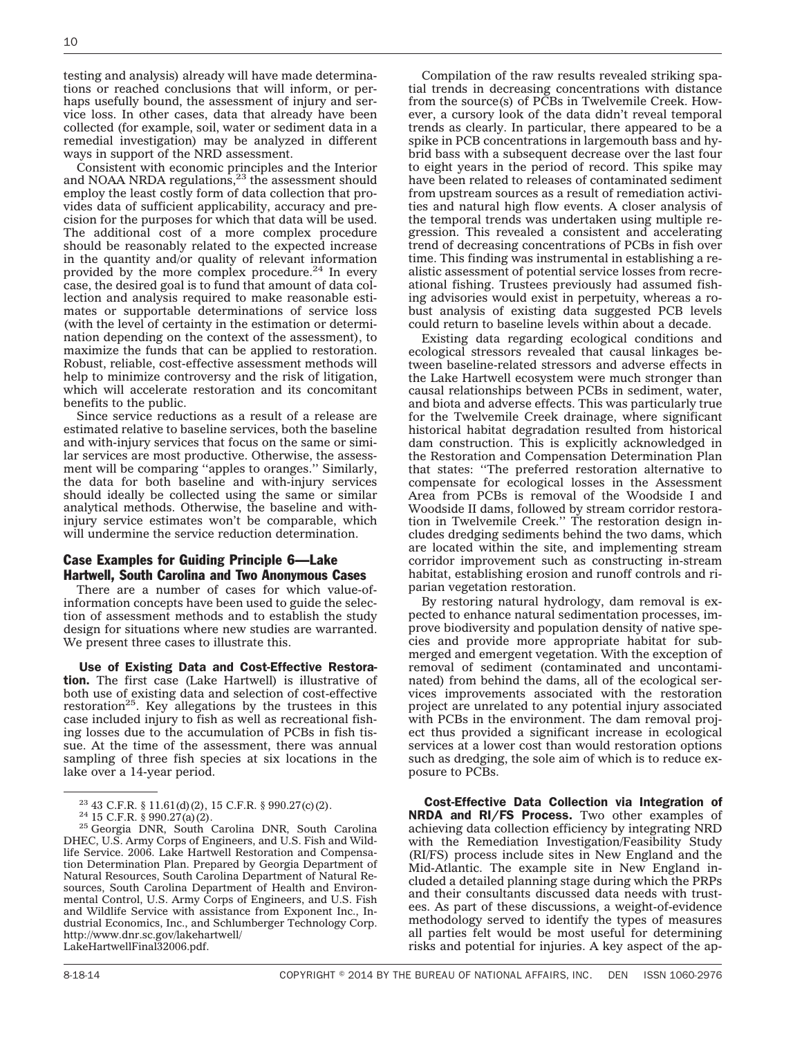testing and analysis) already will have made determinations or reached conclusions that will inform, or perhaps usefully bound, the assessment of injury and service loss. In other cases, data that already have been collected (for example, soil, water or sediment data in a remedial investigation) may be analyzed in different ways in support of the NRD assessment.

Consistent with economic principles and the Interior and NOAA NRDA regulations,[23] the assessment should employ the least costly form of data collection that provides data of sufficient applicability, accuracy and precision for the purposes for which that data will be used. The additional cost of a more complex procedure should be reasonably related to the expected increase in the quantity and/or quality of relevant information provided by the more complex procedure.[24] In every case, the desired goal is to fund that amount of data collection and analysis required to make reasonable estimates or supportable determinations of service loss (with the level of certainty in the estimation or determination depending on the context of the assessment), to maximize the funds that can be applied to restoration. Robust, reliable, cost-effective assessment methods will help to minimize controversy and the risk of litigation, which will accelerate restoration and its concomitant benefits to the public.

Since service reductions as a result of a release are estimated relative to baseline services, both the baseline and with-injury services that focus on the same or similar services are most productive. Otherwise, the assessment will be comparing ''apples to oranges.'' Similarly, the data for both baseline and with-injury services should ideally be collected using the same or similar analytical methods. Otherwise, the baseline and with-injury service estimates won't be comparable, which will undermine the service reduction determination.

## Case Examples for Guiding Principle 6—Lake Hartwell, South Carolina and Two Anonymous Cases

There are a number of cases for which value-of-information concepts have been used to guide the selection of assessment methods and to establish the study design for situations where new studies are warranted. We present three cases to illustrate this.

**Use of Existing Data and Cost-Effective Restoration.** The first case (Lake Hartwell) is illustrative of both use of existing data and selection of cost-effective restoration[25]. Key allegations by the trustees in this case included injury to fish as well as recreational fishing losses due to the accumulation of PCBs in fish tissue. At the time of the assessment, there was annual sampling of three fish species at six locations in the lake over a 14-year period.

Compilation of the raw results revealed striking spatial trends in decreasing concentrations with distance from the source(s) of PCBs in Twelvemile Creek. However, a cursory look of the data didn't reveal temporal trends as clearly. In particular, there appeared to be a spike in PCB concentrations in largemouth bass and hybrid bass with a subsequent decrease over the last four to eight years in the period of record. This spike may have been related to releases of contaminated sediment from upstream sources as a result of remediation activities and natural high flow events. A closer analysis of the temporal trends was undertaken using multiple regression. This revealed a consistent and accelerating trend of decreasing concentrations of PCBs in fish over time. This finding was instrumental in establishing a realistic assessment of potential service losses from recreational fishing. Trustees previously had assumed fishing advisories would exist in perpetuity, whereas a robust analysis of existing data suggested PCB levels could return to baseline levels within about a decade.

Existing data regarding ecological conditions and ecological stressors revealed that causal linkages between baseline-related stressors and adverse effects in the Lake Hartwell ecosystem were much stronger than causal relationships between PCBs in sediment, water, and biota and adverse effects. This was particularly true for the Twelvemile Creek drainage, where significant historical habitat degradation resulted from historical dam construction. This is explicitly acknowledged in the Restoration and Compensation Determination Plan that states: ''The preferred restoration alternative to compensate for ecological losses in the Assessment Area from PCBs is removal of the Woodside I and Woodside II dams, followed by stream corridor restoration in Twelvemile Creek.'' The restoration design includes dredging sediments behind the two dams, which are located within the site, and implementing stream corridor improvement such as constructing in-stream habitat, establishing erosion and runoff controls and riparian vegetation restoration.

By restoring natural hydrology, dam removal is expected to enhance natural sedimentation processes, improve biodiversity and population density of native species and provide more appropriate habitat for submerged and emergent vegetation. With the exception of removal of sediment (contaminated and uncontaminated) from behind the dams, all of the ecological services improvements associated with the restoration project are unrelated to any potential injury associated with PCBs in the environment. The dam removal project thus provided a significant increase in ecological services at a lower cost than would restoration options such as dredging, the sole aim of which is to reduce exposure to PCBs.

**Cost-Effective Data Collection via Integration of NRDA and RI/FS Process.** Two other examples of achieving data collection efficiency by integrating NRD with the Remediation Investigation/Feasibility Study (RI/FS) process include sites in New England and the Mid-Atlantic. The example site in New England included a detailed planning stage during which the PRPs and their consultants discussed data needs with trustees. As part of these discussions, a weight-of-evidence methodology served to identify the types of measures all parties felt would be most useful for determining risks and potential for injuries. A key aspect of the ap-

---

[23] 43 C.F.R. § 11.61(d)(2), 15 C.F.R. § 990.27(c)(2).

[24] 15 C.F.R. § 990.27(a)(2).

[25] Georgia DNR, South Carolina DNR, South Carolina DHEC, U.S. Army Corps of Engineers, and U.S. Fish and Wildlife Service. 2006. Lake Hartwell Restoration and Compensation Determination Plan. Prepared by Georgia Department of Natural Resources, South Carolina Department of Natural Resources, South Carolina Department of Health and Environmental Control, U.S. Army Corps of Engineers, and U.S. Fish and Wildlife Service with assistance from Exponent Inc., Industrial Economics, Inc., and Schlumberger Technology Corp. http://www.dnr.sc.gov/lakehartwell/LakeHartwellFinal32006.pdf.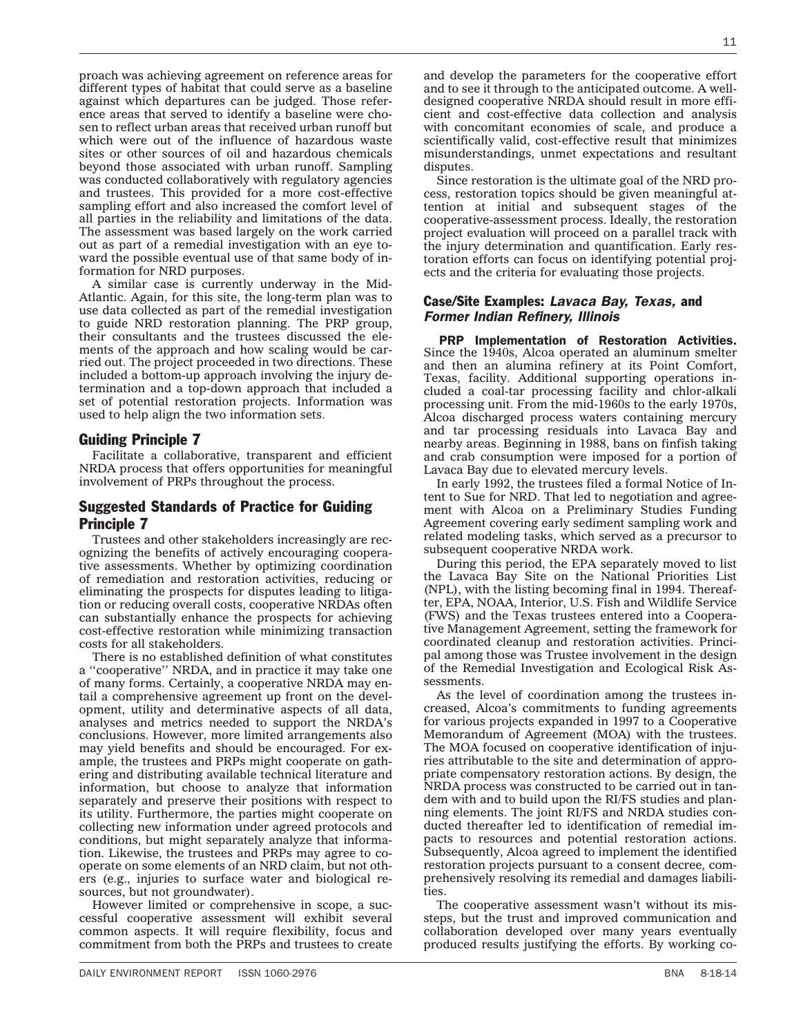proach was achieving agreement on reference areas for different types of habitat that could serve as a baseline against which departures can be judged. Those reference areas that served to identify a baseline were chosen to reflect urban areas that received urban runoff but which were out of the influence of hazardous waste sites or other sources of oil and hazardous chemicals beyond those associated with urban runoff. Sampling was conducted collaboratively with regulatory agencies and trustees. This provided for a more cost-effective sampling effort and also increased the comfort level of all parties in the reliability and limitations of the data. The assessment was based largely on the work carried out as part of a remedial investigation with an eye toward the possible eventual use of that same body of information for NRD purposes.

A similar case is currently underway in the Mid-Atlantic. Again, for this site, the long-term plan was to use data collected as part of the remedial investigation to guide NRD restoration planning. The PRP group, their consultants and the trustees discussed the elements of the approach and how scaling would be carried out. The project proceeded in two directions. These included a bottom-up approach involving the injury determination and a top-down approach that included a set of potential restoration projects. Information was used to help align the two information sets.

## Guiding Principle 7

Facilitate a collaborative, transparent and efficient NRDA process that offers opportunities for meaningful involvement of PRPs throughout the process.

## Suggested Standards of Practice for Guiding Principle 7

Trustees and other stakeholders increasingly are recognizing the benefits of actively encouraging cooperative assessments. Whether by optimizing coordination of remediation and restoration activities, reducing or eliminating the prospects for disputes leading to litigation or reducing overall costs, cooperative NRDAs often can substantially enhance the prospects for achieving cost-effective restoration while minimizing transaction costs for all stakeholders.

There is no established definition of what constitutes a ''cooperative'' NRDA, and in practice it may take one of many forms. Certainly, a cooperative NRDA may entail a comprehensive agreement up front on the development, utility and determinative aspects of all data, analyses and metrics needed to support the NRDA's conclusions. However, more limited arrangements also may yield benefits and should be encouraged. For example, the trustees and PRPs might cooperate on gathering and distributing available technical literature and information, but choose to analyze that information separately and preserve their positions with respect to its utility. Furthermore, the parties might cooperate on collecting new information under agreed protocols and conditions, but might separately analyze that information. Likewise, the trustees and PRPs may agree to cooperate on some elements of an NRD claim, but not others (e.g., injuries to surface water and biological resources, but not groundwater).

However limited or comprehensive in scope, a successful cooperative assessment will exhibit several common aspects. It will require flexibility, focus and commitment from both the PRPs and trustees to create and develop the parameters for the cooperative effort and to see it through to the anticipated outcome. A well-designed cooperative NRDA should result in more efficient and cost-effective data collection and analysis with concomitant economies of scale, and produce a scientifically valid, cost-effective result that minimizes misunderstandings, unmet expectations and resultant disputes.

Since restoration is the ultimate goal of the NRD process, restoration topics should be given meaningful attention at initial and subsequent stages of the cooperative-assessment process. Ideally, the restoration project evaluation will proceed on a parallel track with the injury determination and quantification. Early restoration efforts can focus on identifying potential projects and the criteria for evaluating those projects.

### Case/Site Examples: *Lavaca Bay, Texas,* and *Former Indian Refinery, Illinois*

**PRP Implementation of Restoration Activities.** Since the 1940s, Alcoa operated an aluminum smelter and then an alumina refinery at its Point Comfort, Texas, facility. Additional supporting operations included a coal-tar processing facility and chlor-alkali processing unit. From the mid-1960s to the early 1970s, Alcoa discharged process waters containing mercury and tar processing residuals into Lavaca Bay and nearby areas. Beginning in 1988, bans on finfish taking and crab consumption were imposed for a portion of Lavaca Bay due to elevated mercury levels.

In early 1992, the trustees filed a formal Notice of Intent to Sue for NRD. That led to negotiation and agreement with Alcoa on a Preliminary Studies Funding Agreement covering early sediment sampling work and related modeling tasks, which served as a precursor to subsequent cooperative NRDA work.

During this period, the EPA separately moved to list the Lavaca Bay Site on the National Priorities List (NPL), with the listing becoming final in 1994. Thereafter, EPA, NOAA, Interior, U.S. Fish and Wildlife Service (FWS) and the Texas trustees entered into a Cooperative Management Agreement, setting the framework for coordinated cleanup and restoration activities. Principal among those was Trustee involvement in the design of the Remedial Investigation and Ecological Risk Assessments.

As the level of coordination among the trustees increased, Alcoa's commitments to funding agreements for various projects expanded in 1997 to a Cooperative Memorandum of Agreement (MOA) with the trustees. The MOA focused on cooperative identification of injuries attributable to the site and determination of appropriate compensatory restoration actions. By design, the NRDA process was constructed to be carried out in tandem with and to build upon the RI/FS studies and planning elements. The joint RI/FS and NRDA studies conducted thereafter led to identification of remedial impacts to resources and potential restoration actions. Subsequently, Alcoa agreed to implement the identified restoration projects pursuant to a consent decree, comprehensively resolving its remedial and damages liabilities.

The cooperative assessment wasn't without its missteps, but the trust and improved communication and collaboration developed over many years eventually produced results justifying the efforts. By working co-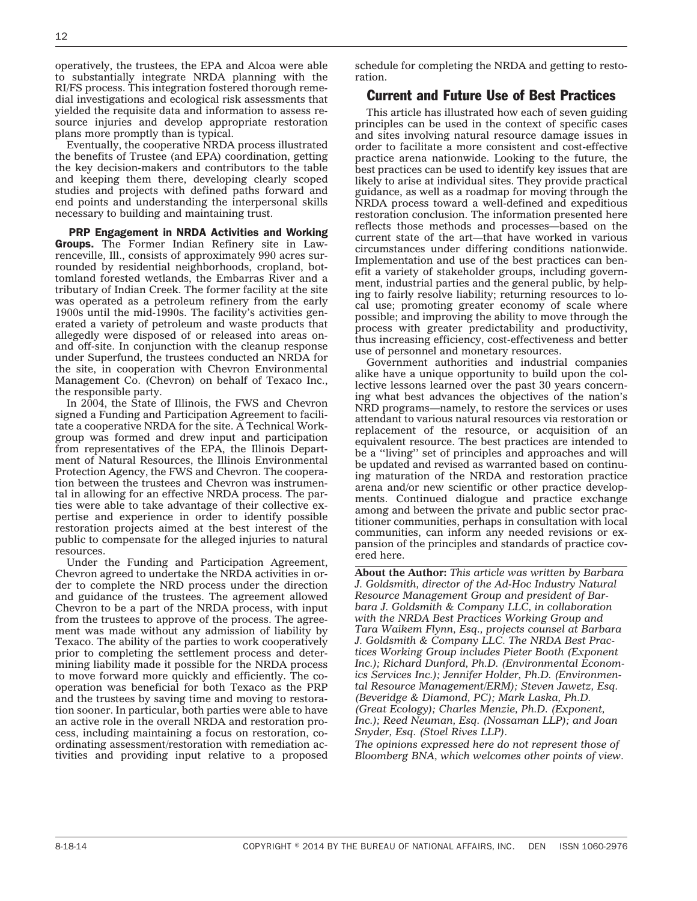operatively, the trustees, the EPA and Alcoa were able to substantially integrate NRDA planning with the RI/FS process. This integration fostered thorough remedial investigations and ecological risk assessments that yielded the requisite data and information to assess resource injuries and develop appropriate restoration plans more promptly than is typical.

Eventually, the cooperative NRDA process illustrated the benefits of Trustee (and EPA) coordination, getting the key decision-makers and contributors to the table and keeping them there, developing clearly scoped studies and projects with defined paths forward and end points and understanding the interpersonal skills necessary to building and maintaining trust.

**PRP Engagement in NRDA Activities and Working Groups.** The Former Indian Refinery site in Lawrenceville, Ill., consists of approximately 990 acres surrounded by residential neighborhoods, cropland, bottomland forested wetlands, the Embarras River and a tributary of Indian Creek. The former facility at the site was operated as a petroleum refinery from the early 1900s until the mid-1990s. The facility's activities generated a variety of petroleum and waste products that allegedly were disposed of or released into areas on- and off-site. In conjunction with the cleanup response under Superfund, the trustees conducted an NRDA for the site, in cooperation with Chevron Environmental Management Co. (Chevron) on behalf of Texaco Inc., the responsible party.

In 2004, the State of Illinois, the FWS and Chevron signed a Funding and Participation Agreement to facilitate a cooperative NRDA for the site. A Technical Workgroup was formed and drew input and participation from representatives of the EPA, the Illinois Department of Natural Resources, the Illinois Environmental Protection Agency, the FWS and Chevron. The cooperation between the trustees and Chevron was instrumental in allowing for an effective NRDA process. The parties were able to take advantage of their collective expertise and experience in order to identify possible restoration projects aimed at the best interest of the public to compensate for the alleged injuries to natural resources.

Under the Funding and Participation Agreement, Chevron agreed to undertake the NRDA activities in order to complete the NRD process under the direction and guidance of the trustees. The agreement allowed Chevron to be a part of the NRDA process, with input from the trustees to approve of the process. The agreement was made without any admission of liability by Texaco. The ability of the parties to work cooperatively prior to completing the settlement process and determining liability made it possible for the NRDA process to move forward more quickly and efficiently. The cooperation was beneficial for both Texaco as the PRP and the trustees by saving time and moving to restoration sooner. In particular, both parties were able to have an active role in the overall NRDA and restoration process, including maintaining a focus on restoration, coordinating assessment/restoration with remediation activities and providing input relative to a proposed schedule for completing the NRDA and getting to restoration.

## Current and Future Use of Best Practices

This article has illustrated how each of seven guiding principles can be used in the context of specific cases and sites involving natural resource damage issues in order to facilitate a more consistent and cost-effective practice arena nationwide. Looking to the future, the best practices can be used to identify key issues that are likely to arise at individual sites. They provide practical guidance, as well as a roadmap for moving through the NRDA process toward a well-defined and expeditious restoration conclusion. The information presented here reflects those methods and processes—based on the current state of the art—that have worked in various circumstances under differing conditions nationwide. Implementation and use of the best practices can benefit a variety of stakeholder groups, including government, industrial parties and the general public, by helping to fairly resolve liability; returning resources to local use; promoting greater economy of scale where possible; and improving the ability to move through the process with greater predictability and productivity, thus increasing efficiency, cost-effectiveness and better use of personnel and monetary resources.

Government authorities and industrial companies alike have a unique opportunity to build upon the collective lessons learned over the past 30 years concerning what best advances the objectives of the nation's NRD programs—namely, to restore the services or uses attendant to various natural resources via restoration or replacement of the resource, or acquisition of an equivalent resource. The best practices are intended to be a ''living'' set of principles and approaches and will be updated and revised as warranted based on continuing maturation of the NRDA and restoration practice arena and/or new scientific or other practice developments. Continued dialogue and practice exchange among and between the private and public sector practitioner communities, perhaps in consultation with local communities, can inform any needed revisions or expansion of the principles and standards of practice covered here.

**About the Author:** *This article was written by Barbara J. Goldsmith, director of the Ad-Hoc Industry Natural Resource Management Group and president of Barbara J. Goldsmith & Company LLC, in collaboration with the NRDA Best Practices Working Group and Tara Waikem Flynn, Esq., projects counsel at Barbara J. Goldsmith & Company LLC. The NRDA Best Practices Working Group includes Pieter Booth (Exponent Inc.); Richard Dunford, Ph.D. (Environmental Economics Services Inc.); Jennifer Holder, Ph.D. (Environmental Resource Management/ERM); Steven Jawetz, Esq. (Beveridge & Diamond, PC); Mark Laska, Ph.D. (Great Ecology); Charles Menzie, Ph.D. (Exponent, Inc.); Reed Neuman, Esq. (Nossaman LLP); and Joan Snyder, Esq. (Stoel Rives LLP).*

*The opinions expressed here do not represent those of Bloomberg BNA, which welcomes other points of view.*